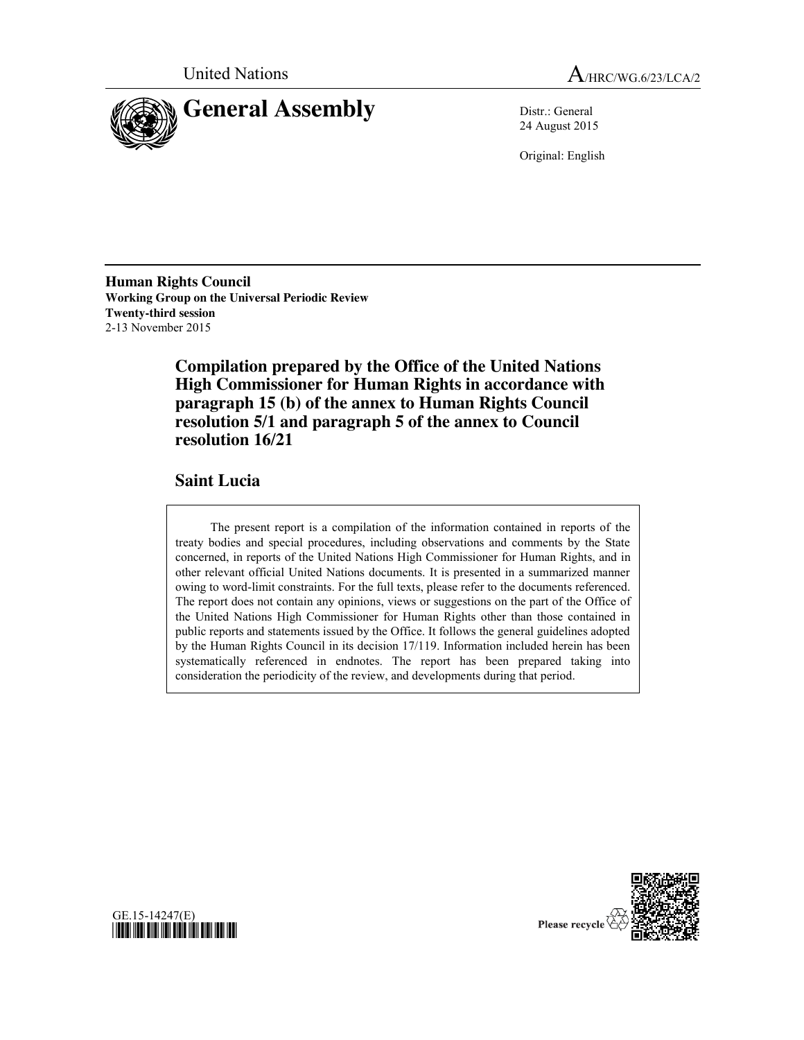United Nations

A/HRC/WG.6/23/LCA/2

# General Assembly

Distr.: General
24 August 2015

Original: English

**Human Rights Council**
**Working Group on the Universal Periodic Review**
**Twenty-third session**
2-13 November 2015

## Compilation prepared by the Office of the United Nations High Commissioner for Human Rights in accordance with paragraph 15 (b) of the annex to Human Rights Council resolution 5/1 and paragraph 5 of the annex to Council resolution 16/21

## Saint Lucia

The present report is a compilation of the information contained in reports of the treaty bodies and special procedures, including observations and comments by the State concerned, in reports of the United Nations High Commissioner for Human Rights, and in other relevant official United Nations documents. It is presented in a summarized manner owing to word-limit constraints. For the full texts, please refer to the documents referenced. The report does not contain any opinions, views or suggestions on the part of the Office of the United Nations High Commissioner for Human Rights other than those contained in public reports and statements issued by the Office. It follows the general guidelines adopted by the Human Rights Council in its decision 17/119. Information included herein has been systematically referenced in endnotes. The report has been prepared taking into consideration the periodicity of the review, and developments during that period.

GE.15-14247(E)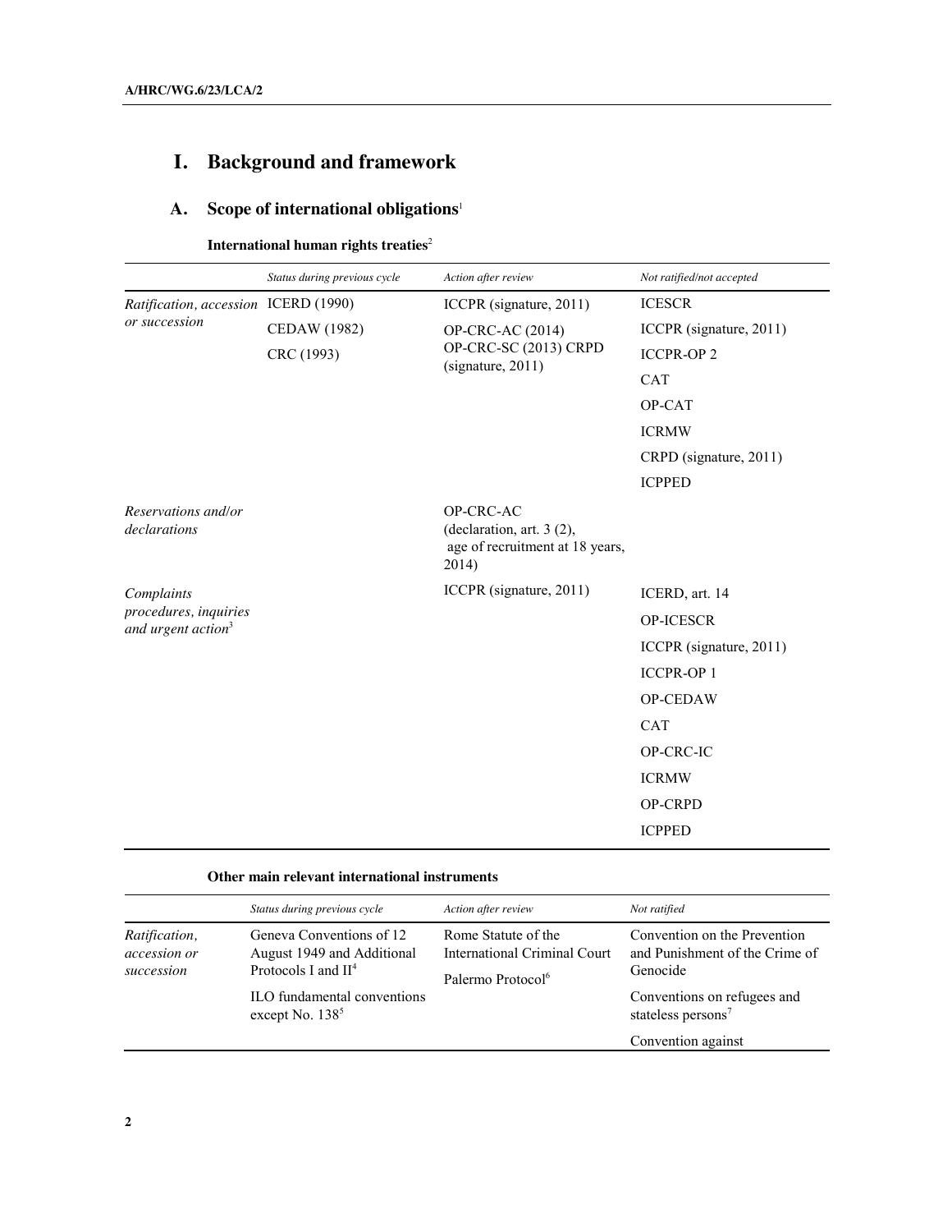# I. Background and framework

## A. Scope of international obligations[1]

**International human rights treaties**[2]

| | *Status during previous cycle* | *Action after review* | *Not ratified/not accepted* |
|---|---|---|---|
| *Ratification, accession or succession* | ICERD (1990)<br>CEDAW (1982)<br>CRC (1993) | ICCPR (signature, 2011)<br>OP-CRC-AC (2014)<br>OP-CRC-SC (2013) CRPD (signature, 2011) | ICESCR<br>ICCPR (signature, 2011)<br>ICCPR-OP 2<br>CAT<br>OP-CAT<br>ICRMW<br>CRPD (signature, 2011)<br>ICPPED |
| *Reservations and/or declarations* | | OP-CRC-AC (declaration, art. 3 (2), age of recruitment at 18 years, 2014) | |
| *Complaints procedures, inquiries and urgent action*[3] | | ICCPR (signature, 2011) | ICERD, art. 14<br>OP-ICESCR<br>ICCPR (signature, 2011)<br>ICCPR-OP 1<br>OP-CEDAW<br>CAT<br>OP-CRC-IC<br>ICRMW<br>OP-CRPD<br>ICPPED |

**Other main relevant international instruments**

| | *Status during previous cycle* | *Action after review* | *Not ratified* |
|---|---|---|---|
| *Ratification, accession or succession* | Geneva Conventions of 12 August 1949 and Additional Protocols I and II[4]<br>ILO fundamental conventions except No. 138[5] | Rome Statute of the International Criminal Court<br>Palermo Protocol[6] | Convention on the Prevention and Punishment of the Crime of Genocide<br>Conventions on refugees and stateless persons[7]<br>Convention against |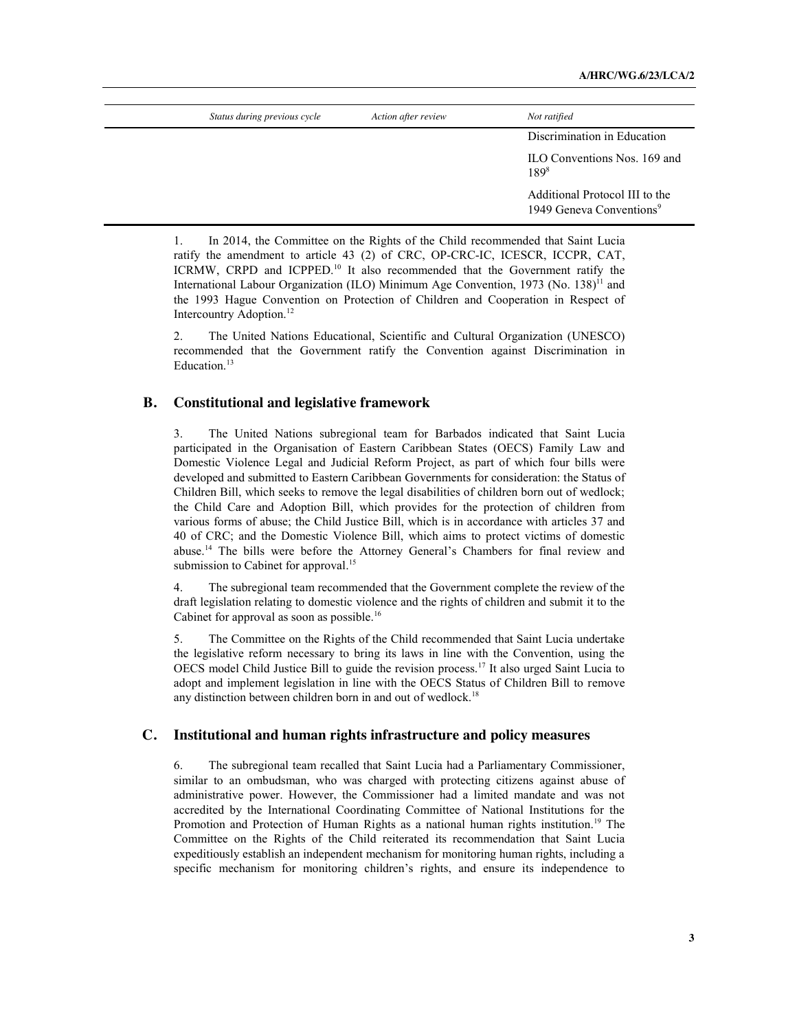| Status during previous cycle | Action after review | Not ratified |
|---|---|---|
| | | Discrimination in Education |
| | | ILO Conventions Nos. 169 and 189[8] |
| | | Additional Protocol III to the 1949 Geneva Conventions[9] |

1. In 2014, the Committee on the Rights of the Child recommended that Saint Lucia ratify the amendment to article 43 (2) of CRC, OP-CRC-IC, ICESCR, ICCPR, CAT, ICRMW, CRPD and ICPPED.[10] It also recommended that the Government ratify the International Labour Organization (ILO) Minimum Age Convention, 1973 (No. 138)[11] and the 1993 Hague Convention on Protection of Children and Cooperation in Respect of Intercountry Adoption.[12]

2. The United Nations Educational, Scientific and Cultural Organization (UNESCO) recommended that the Government ratify the Convention against Discrimination in Education.[13]

## B. Constitutional and legislative framework

3. The United Nations subregional team for Barbados indicated that Saint Lucia participated in the Organisation of Eastern Caribbean States (OECS) Family Law and Domestic Violence Legal and Judicial Reform Project, as part of which four bills were developed and submitted to Eastern Caribbean Governments for consideration: the Status of Children Bill, which seeks to remove the legal disabilities of children born out of wedlock; the Child Care and Adoption Bill, which provides for the protection of children from various forms of abuse; the Child Justice Bill, which is in accordance with articles 37 and 40 of CRC; and the Domestic Violence Bill, which aims to protect victims of domestic abuse.[14] The bills were before the Attorney General's Chambers for final review and submission to Cabinet for approval.[15]

4. The subregional team recommended that the Government complete the review of the draft legislation relating to domestic violence and the rights of children and submit it to the Cabinet for approval as soon as possible.[16]

5. The Committee on the Rights of the Child recommended that Saint Lucia undertake the legislative reform necessary to bring its laws in line with the Convention, using the OECS model Child Justice Bill to guide the revision process.[17] It also urged Saint Lucia to adopt and implement legislation in line with the OECS Status of Children Bill to remove any distinction between children born in and out of wedlock.[18]

## C. Institutional and human rights infrastructure and policy measures

6. The subregional team recalled that Saint Lucia had a Parliamentary Commissioner, similar to an ombudsman, who was charged with protecting citizens against abuse of administrative power. However, the Commissioner had a limited mandate and was not accredited by the International Coordinating Committee of National Institutions for the Promotion and Protection of Human Rights as a national human rights institution.[19] The Committee on the Rights of the Child reiterated its recommendation that Saint Lucia expeditiously establish an independent mechanism for monitoring human rights, including a specific mechanism for monitoring children's rights, and ensure its independence to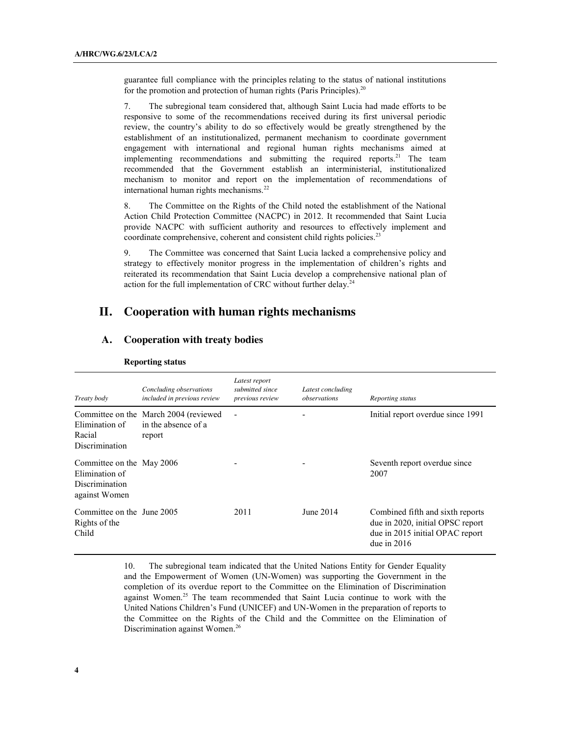guarantee full compliance with the principles relating to the status of national institutions for the promotion and protection of human rights (Paris Principles).[20]

7. The subregional team considered that, although Saint Lucia had made efforts to be responsive to some of the recommendations received during its first universal periodic review, the country's ability to do so effectively would be greatly strengthened by the establishment of an institutionalized, permanent mechanism to coordinate government engagement with international and regional human rights mechanisms aimed at implementing recommendations and submitting the required reports.[21] The team recommended that the Government establish an interministerial, institutionalized mechanism to monitor and report on the implementation of recommendations of international human rights mechanisms.[22]

8. The Committee on the Rights of the Child noted the establishment of the National Action Child Protection Committee (NACPC) in 2012. It recommended that Saint Lucia provide NACPC with sufficient authority and resources to effectively implement and coordinate comprehensive, coherent and consistent child rights policies.[23]

9. The Committee was concerned that Saint Lucia lacked a comprehensive policy and strategy to effectively monitor progress in the implementation of children's rights and reiterated its recommendation that Saint Lucia develop a comprehensive national plan of action for the full implementation of CRC without further delay.[24]

# II. Cooperation with human rights mechanisms

## A. Cooperation with treaty bodies

**Reporting status**

| *Treaty body* | *Concluding observations included in previous review* | *Latest report submitted since previous review* | *Latest concluding observations* | *Reporting status* |
|---|---|---|---|---|
| Committee on the Elimination of Racial Discrimination | March 2004 (reviewed in the absence of a report | - | - | Initial report overdue since 1991 |
| Committee on the Elimination of Discrimination against Women | May 2006 | - | - | Seventh report overdue since 2007 |
| Committee on the Rights of the Child | June 2005 | 2011 | June 2014 | Combined fifth and sixth reports due in 2020, initial OPSC report due in 2015 initial OPAC report due in 2016 |

10. The subregional team indicated that the United Nations Entity for Gender Equality and the Empowerment of Women (UN-Women) was supporting the Government in the completion of its overdue report to the Committee on the Elimination of Discrimination against Women.[25] The team recommended that Saint Lucia continue to work with the United Nations Children's Fund (UNICEF) and UN-Women in the preparation of reports to the Committee on the Rights of the Child and the Committee on the Elimination of Discrimination against Women.[26]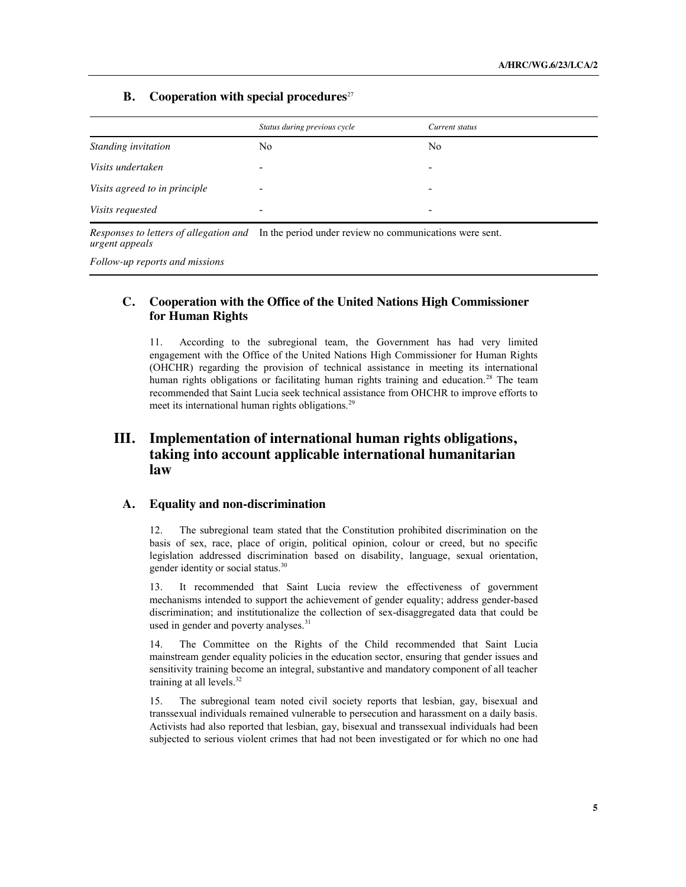### B. Cooperation with special procedures[27]

| | *Status during previous cycle* | *Current status* |
|---|---|---|
| *Standing invitation* | No | No |
| *Visits undertaken* | - | - |
| *Visits agreed to in principle* | - | - |
| *Visits requested* | - | - |
| *Responses to letters of allegation and urgent appeals* | In the period under review no communications were sent. | |
| *Follow-up reports and missions* | | |

### C. Cooperation with the Office of the United Nations High Commissioner for Human Rights

11. According to the subregional team, the Government has had very limited engagement with the Office of the United Nations High Commissioner for Human Rights (OHCHR) regarding the provision of technical assistance in meeting its international human rights obligations or facilitating human rights training and education.[28] The team recommended that Saint Lucia seek technical assistance from OHCHR to improve efforts to meet its international human rights obligations.[29]

## III. Implementation of international human rights obligations, taking into account applicable international humanitarian law

### A. Equality and non-discrimination

12. The subregional team stated that the Constitution prohibited discrimination on the basis of sex, race, place of origin, political opinion, colour or creed, but no specific legislation addressed discrimination based on disability, language, sexual orientation, gender identity or social status.[30]

13. It recommended that Saint Lucia review the effectiveness of government mechanisms intended to support the achievement of gender equality; address gender-based discrimination; and institutionalize the collection of sex-disaggregated data that could be used in gender and poverty analyses.[31]

14. The Committee on the Rights of the Child recommended that Saint Lucia mainstream gender equality policies in the education sector, ensuring that gender issues and sensitivity training become an integral, substantive and mandatory component of all teacher training at all levels.[32]

15. The subregional team noted civil society reports that lesbian, gay, bisexual and transsexual individuals remained vulnerable to persecution and harassment on a daily basis. Activists had also reported that lesbian, gay, bisexual and transsexual individuals had been subjected to serious violent crimes that had not been investigated or for which no one had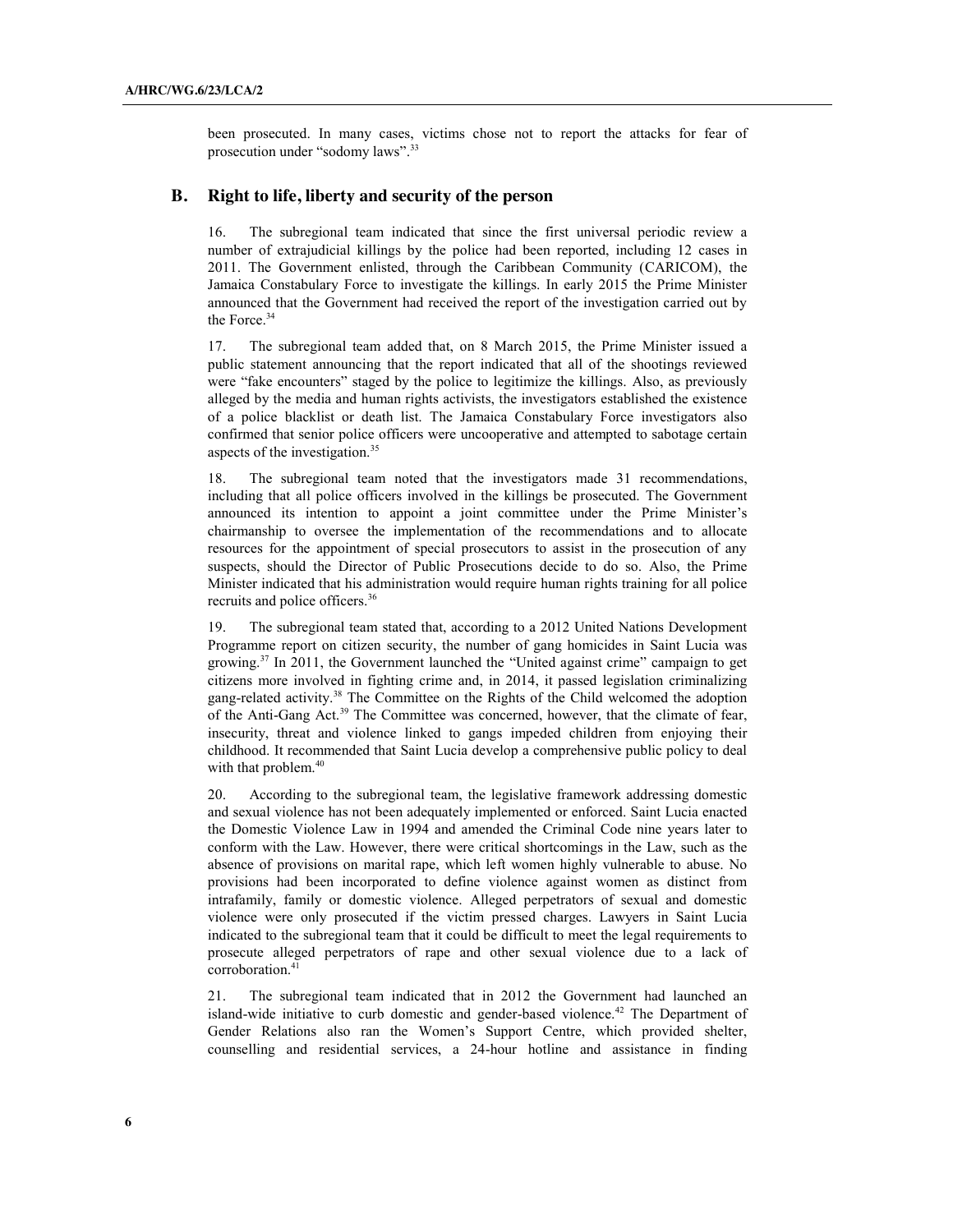been prosecuted. In many cases, victims chose not to report the attacks for fear of prosecution under "sodomy laws".[33]

## B. Right to life, liberty and security of the person

16. The subregional team indicated that since the first universal periodic review a number of extrajudicial killings by the police had been reported, including 12 cases in 2011. The Government enlisted, through the Caribbean Community (CARICOM), the Jamaica Constabulary Force to investigate the killings. In early 2015 the Prime Minister announced that the Government had received the report of the investigation carried out by the Force.[34]

17. The subregional team added that, on 8 March 2015, the Prime Minister issued a public statement announcing that the report indicated that all of the shootings reviewed were "fake encounters" staged by the police to legitimize the killings. Also, as previously alleged by the media and human rights activists, the investigators established the existence of a police blacklist or death list. The Jamaica Constabulary Force investigators also confirmed that senior police officers were uncooperative and attempted to sabotage certain aspects of the investigation.[35]

18. The subregional team noted that the investigators made 31 recommendations, including that all police officers involved in the killings be prosecuted. The Government announced its intention to appoint a joint committee under the Prime Minister's chairmanship to oversee the implementation of the recommendations and to allocate resources for the appointment of special prosecutors to assist in the prosecution of any suspects, should the Director of Public Prosecutions decide to do so. Also, the Prime Minister indicated that his administration would require human rights training for all police recruits and police officers.[36]

19. The subregional team stated that, according to a 2012 United Nations Development Programme report on citizen security, the number of gang homicides in Saint Lucia was growing.[37] In 2011, the Government launched the "United against crime" campaign to get citizens more involved in fighting crime and, in 2014, it passed legislation criminalizing gang-related activity.[38] The Committee on the Rights of the Child welcomed the adoption of the Anti-Gang Act.[39] The Committee was concerned, however, that the climate of fear, insecurity, threat and violence linked to gangs impeded children from enjoying their childhood. It recommended that Saint Lucia develop a comprehensive public policy to deal with that problem.[40]

20. According to the subregional team, the legislative framework addressing domestic and sexual violence has not been adequately implemented or enforced. Saint Lucia enacted the Domestic Violence Law in 1994 and amended the Criminal Code nine years later to conform with the Law. However, there were critical shortcomings in the Law, such as the absence of provisions on marital rape, which left women highly vulnerable to abuse. No provisions had been incorporated to define violence against women as distinct from intrafamily, family or domestic violence. Alleged perpetrators of sexual and domestic violence were only prosecuted if the victim pressed charges. Lawyers in Saint Lucia indicated to the subregional team that it could be difficult to meet the legal requirements to prosecute alleged perpetrators of rape and other sexual violence due to a lack of corroboration.[41]

21. The subregional team indicated that in 2012 the Government had launched an island-wide initiative to curb domestic and gender-based violence.[42] The Department of Gender Relations also ran the Women's Support Centre, which provided shelter, counselling and residential services, a 24-hour hotline and assistance in finding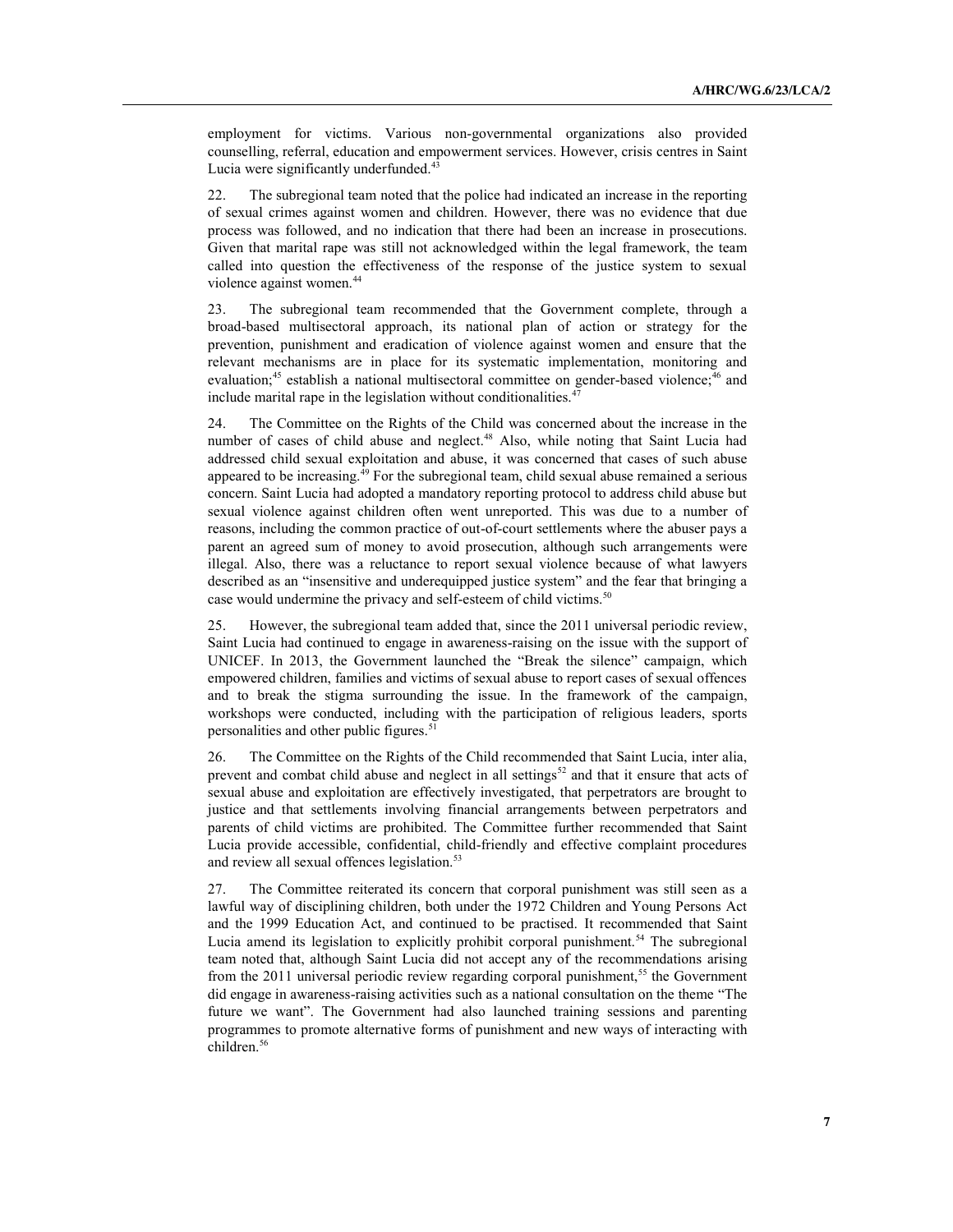employment for victims. Various non-governmental organizations also provided counselling, referral, education and empowerment services. However, crisis centres in Saint Lucia were significantly underfunded.[43]

22. The subregional team noted that the police had indicated an increase in the reporting of sexual crimes against women and children. However, there was no evidence that due process was followed, and no indication that there had been an increase in prosecutions. Given that marital rape was still not acknowledged within the legal framework, the team called into question the effectiveness of the response of the justice system to sexual violence against women.[44]

23. The subregional team recommended that the Government complete, through a broad-based multisectoral approach, its national plan of action or strategy for the prevention, punishment and eradication of violence against women and ensure that the relevant mechanisms are in place for its systematic implementation, monitoring and evaluation;[45] establish a national multisectoral committee on gender-based violence;[46] and include marital rape in the legislation without conditionalities.[47]

24. The Committee on the Rights of the Child was concerned about the increase in the number of cases of child abuse and neglect.[48] Also, while noting that Saint Lucia had addressed child sexual exploitation and abuse, it was concerned that cases of such abuse appeared to be increasing.[49] For the subregional team, child sexual abuse remained a serious concern. Saint Lucia had adopted a mandatory reporting protocol to address child abuse but sexual violence against children often went unreported. This was due to a number of reasons, including the common practice of out-of-court settlements where the abuser pays a parent an agreed sum of money to avoid prosecution, although such arrangements were illegal. Also, there was a reluctance to report sexual violence because of what lawyers described as an "insensitive and underequipped justice system" and the fear that bringing a case would undermine the privacy and self-esteem of child victims.[50]

25. However, the subregional team added that, since the 2011 universal periodic review, Saint Lucia had continued to engage in awareness-raising on the issue with the support of UNICEF. In 2013, the Government launched the "Break the silence" campaign, which empowered children, families and victims of sexual abuse to report cases of sexual offences and to break the stigma surrounding the issue. In the framework of the campaign, workshops were conducted, including with the participation of religious leaders, sports personalities and other public figures.[51]

26. The Committee on the Rights of the Child recommended that Saint Lucia, inter alia, prevent and combat child abuse and neglect in all settings[52] and that it ensure that acts of sexual abuse and exploitation are effectively investigated, that perpetrators are brought to justice and that settlements involving financial arrangements between perpetrators and parents of child victims are prohibited. The Committee further recommended that Saint Lucia provide accessible, confidential, child-friendly and effective complaint procedures and review all sexual offences legislation.[53]

27. The Committee reiterated its concern that corporal punishment was still seen as a lawful way of disciplining children, both under the 1972 Children and Young Persons Act and the 1999 Education Act, and continued to be practised. It recommended that Saint Lucia amend its legislation to explicitly prohibit corporal punishment.[54] The subregional team noted that, although Saint Lucia did not accept any of the recommendations arising from the 2011 universal periodic review regarding corporal punishment,[55] the Government did engage in awareness-raising activities such as a national consultation on the theme "The future we want". The Government had also launched training sessions and parenting programmes to promote alternative forms of punishment and new ways of interacting with children.[56]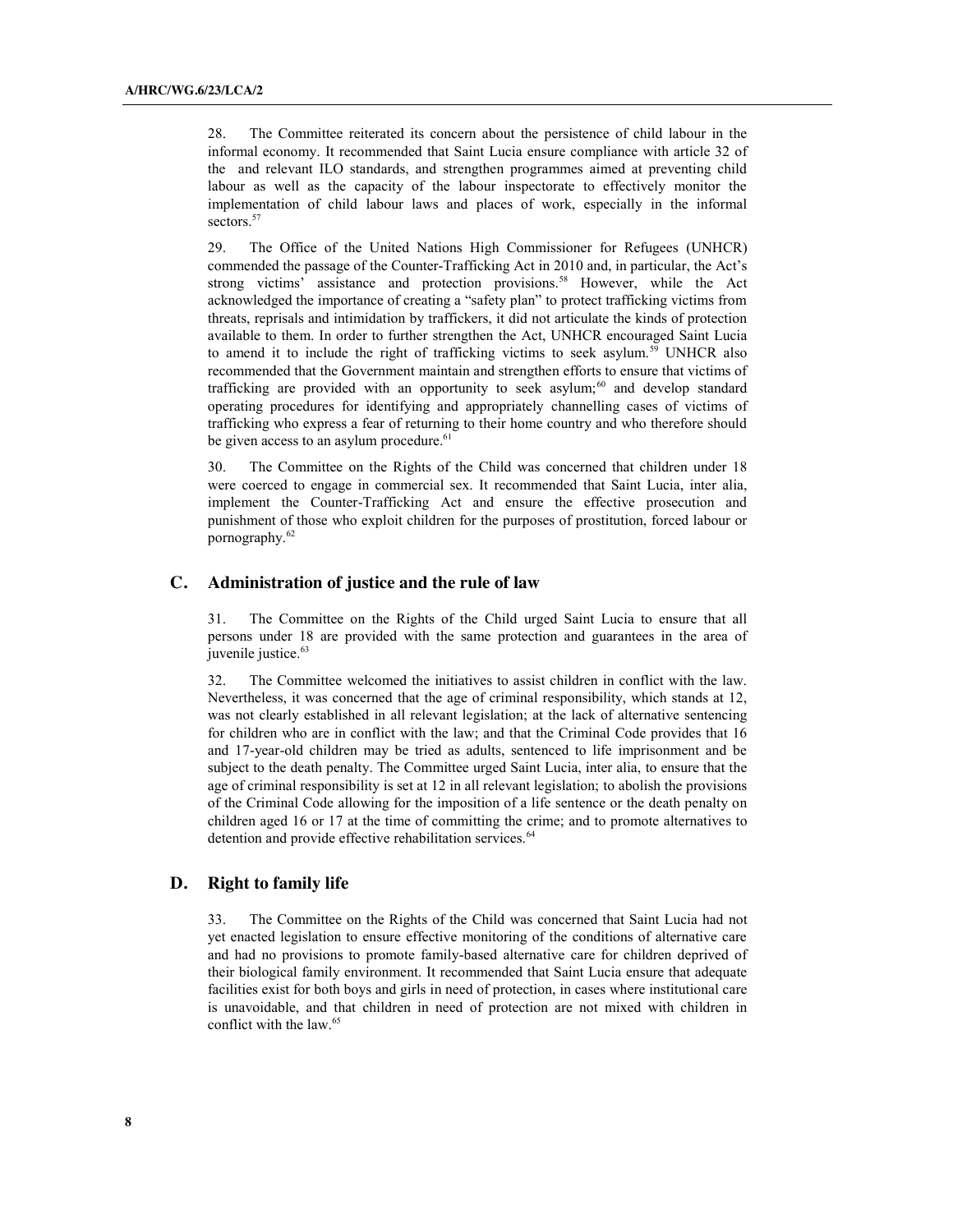28. The Committee reiterated its concern about the persistence of child labour in the informal economy. It recommended that Saint Lucia ensure compliance with article 32 of the and relevant ILO standards, and strengthen programmes aimed at preventing child labour as well as the capacity of the labour inspectorate to effectively monitor the implementation of child labour laws and places of work, especially in the informal sectors.[57]

29. The Office of the United Nations High Commissioner for Refugees (UNHCR) commended the passage of the Counter-Trafficking Act in 2010 and, in particular, the Act's strong victims' assistance and protection provisions.[58] However, while the Act acknowledged the importance of creating a "safety plan" to protect trafficking victims from threats, reprisals and intimidation by traffickers, it did not articulate the kinds of protection available to them. In order to further strengthen the Act, UNHCR encouraged Saint Lucia to amend it to include the right of trafficking victims to seek asylum.[59] UNHCR also recommended that the Government maintain and strengthen efforts to ensure that victims of trafficking are provided with an opportunity to seek asylum;[60] and develop standard operating procedures for identifying and appropriately channelling cases of victims of trafficking who express a fear of returning to their home country and who therefore should be given access to an asylum procedure.[61]

30. The Committee on the Rights of the Child was concerned that children under 18 were coerced to engage in commercial sex. It recommended that Saint Lucia, inter alia, implement the Counter-Trafficking Act and ensure the effective prosecution and punishment of those who exploit children for the purposes of prostitution, forced labour or pornography.[62]

## C. Administration of justice and the rule of law

31. The Committee on the Rights of the Child urged Saint Lucia to ensure that all persons under 18 are provided with the same protection and guarantees in the area of juvenile justice.[63]

32. The Committee welcomed the initiatives to assist children in conflict with the law. Nevertheless, it was concerned that the age of criminal responsibility, which stands at 12, was not clearly established in all relevant legislation; at the lack of alternative sentencing for children who are in conflict with the law; and that the Criminal Code provides that 16 and 17-year-old children may be tried as adults, sentenced to life imprisonment and be subject to the death penalty. The Committee urged Saint Lucia, inter alia, to ensure that the age of criminal responsibility is set at 12 in all relevant legislation; to abolish the provisions of the Criminal Code allowing for the imposition of a life sentence or the death penalty on children aged 16 or 17 at the time of committing the crime; and to promote alternatives to detention and provide effective rehabilitation services.[64]

## D. Right to family life

33. The Committee on the Rights of the Child was concerned that Saint Lucia had not yet enacted legislation to ensure effective monitoring of the conditions of alternative care and had no provisions to promote family-based alternative care for children deprived of their biological family environment. It recommended that Saint Lucia ensure that adequate facilities exist for both boys and girls in need of protection, in cases where institutional care is unavoidable, and that children in need of protection are not mixed with children in conflict with the law.[65]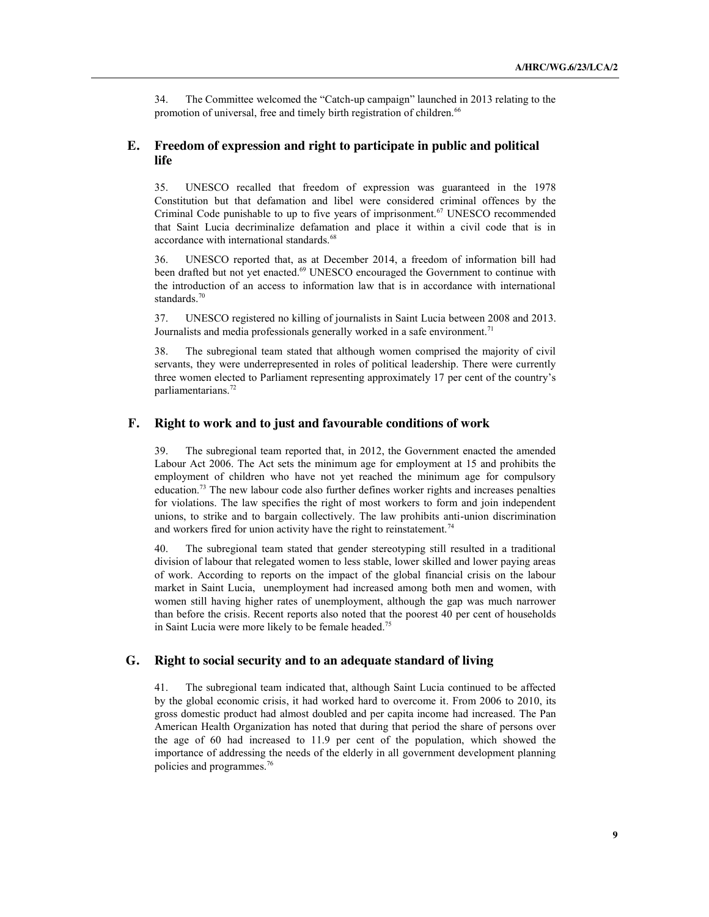34. The Committee welcomed the "Catch-up campaign" launched in 2013 relating to the promotion of universal, free and timely birth registration of children.[66]

## E. Freedom of expression and right to participate in public and political life

35. UNESCO recalled that freedom of expression was guaranteed in the 1978 Constitution but that defamation and libel were considered criminal offences by the Criminal Code punishable to up to five years of imprisonment.[67] UNESCO recommended that Saint Lucia decriminalize defamation and place it within a civil code that is in accordance with international standards.[68]

36. UNESCO reported that, as at December 2014, a freedom of information bill had been drafted but not yet enacted.[69] UNESCO encouraged the Government to continue with the introduction of an access to information law that is in accordance with international standards.[70]

37. UNESCO registered no killing of journalists in Saint Lucia between 2008 and 2013. Journalists and media professionals generally worked in a safe environment.[71]

38. The subregional team stated that although women comprised the majority of civil servants, they were underrepresented in roles of political leadership. There were currently three women elected to Parliament representing approximately 17 per cent of the country's parliamentarians.[72]

## F. Right to work and to just and favourable conditions of work

39. The subregional team reported that, in 2012, the Government enacted the amended Labour Act 2006. The Act sets the minimum age for employment at 15 and prohibits the employment of children who have not yet reached the minimum age for compulsory education.[73] The new labour code also further defines worker rights and increases penalties for violations. The law specifies the right of most workers to form and join independent unions, to strike and to bargain collectively. The law prohibits anti-union discrimination and workers fired for union activity have the right to reinstatement.[74]

40. The subregional team stated that gender stereotyping still resulted in a traditional division of labour that relegated women to less stable, lower skilled and lower paying areas of work. According to reports on the impact of the global financial crisis on the labour market in Saint Lucia, unemployment had increased among both men and women, with women still having higher rates of unemployment, although the gap was much narrower than before the crisis. Recent reports also noted that the poorest 40 per cent of households in Saint Lucia were more likely to be female headed.[75]

## G. Right to social security and to an adequate standard of living

41. The subregional team indicated that, although Saint Lucia continued to be affected by the global economic crisis, it had worked hard to overcome it. From 2006 to 2010, its gross domestic product had almost doubled and per capita income had increased. The Pan American Health Organization has noted that during that period the share of persons over the age of 60 had increased to 11.9 per cent of the population, which showed the importance of addressing the needs of the elderly in all government development planning policies and programmes.[76]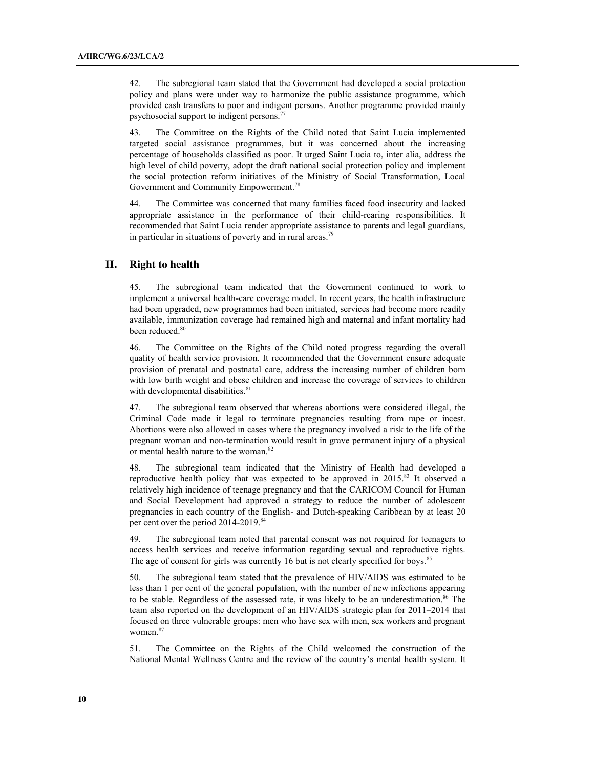42. The subregional team stated that the Government had developed a social protection policy and plans were under way to harmonize the public assistance programme, which provided cash transfers to poor and indigent persons. Another programme provided mainly psychosocial support to indigent persons.[77]

43. The Committee on the Rights of the Child noted that Saint Lucia implemented targeted social assistance programmes, but it was concerned about the increasing percentage of households classified as poor. It urged Saint Lucia to, inter alia, address the high level of child poverty, adopt the draft national social protection policy and implement the social protection reform initiatives of the Ministry of Social Transformation, Local Government and Community Empowerment.[78]

44. The Committee was concerned that many families faced food insecurity and lacked appropriate assistance in the performance of their child-rearing responsibilities. It recommended that Saint Lucia render appropriate assistance to parents and legal guardians, in particular in situations of poverty and in rural areas.[79]

## H. Right to health

45. The subregional team indicated that the Government continued to work to implement a universal health-care coverage model. In recent years, the health infrastructure had been upgraded, new programmes had been initiated, services had become more readily available, immunization coverage had remained high and maternal and infant mortality had been reduced.[80]

46. The Committee on the Rights of the Child noted progress regarding the overall quality of health service provision. It recommended that the Government ensure adequate provision of prenatal and postnatal care, address the increasing number of children born with low birth weight and obese children and increase the coverage of services to children with developmental disabilities.[81]

47. The subregional team observed that whereas abortions were considered illegal, the Criminal Code made it legal to terminate pregnancies resulting from rape or incest. Abortions were also allowed in cases where the pregnancy involved a risk to the life of the pregnant woman and non-termination would result in grave permanent injury of a physical or mental health nature to the woman.[82]

48. The subregional team indicated that the Ministry of Health had developed a reproductive health policy that was expected to be approved in 2015.[83] It observed a relatively high incidence of teenage pregnancy and that the CARICOM Council for Human and Social Development had approved a strategy to reduce the number of adolescent pregnancies in each country of the English- and Dutch-speaking Caribbean by at least 20 per cent over the period 2014-2019.[84]

49. The subregional team noted that parental consent was not required for teenagers to access health services and receive information regarding sexual and reproductive rights. The age of consent for girls was currently 16 but is not clearly specified for boys.[85]

50. The subregional team stated that the prevalence of HIV/AIDS was estimated to be less than 1 per cent of the general population, with the number of new infections appearing to be stable. Regardless of the assessed rate, it was likely to be an underestimation.[86] The team also reported on the development of an HIV/AIDS strategic plan for 2011–2014 that focused on three vulnerable groups: men who have sex with men, sex workers and pregnant women.[87]

51. The Committee on the Rights of the Child welcomed the construction of the National Mental Wellness Centre and the review of the country's mental health system. It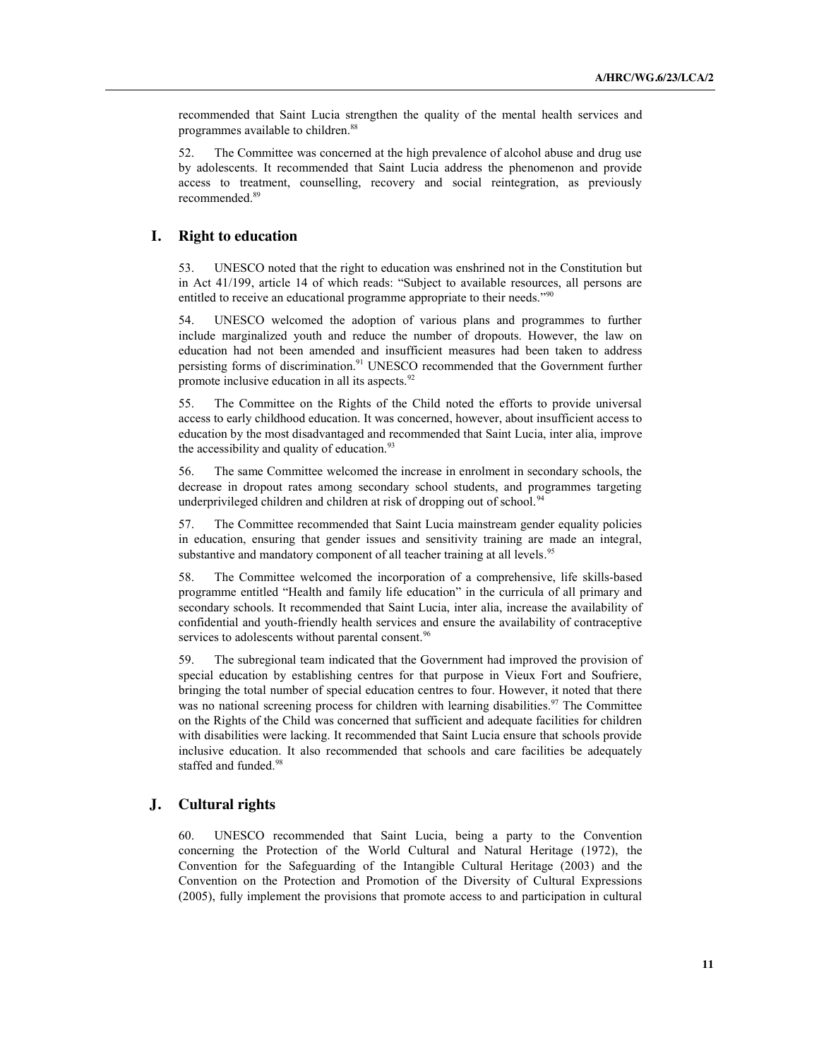recommended that Saint Lucia strengthen the quality of the mental health services and programmes available to children.[88]

52. The Committee was concerned at the high prevalence of alcohol abuse and drug use by adolescents. It recommended that Saint Lucia address the phenomenon and provide access to treatment, counselling, recovery and social reintegration, as previously recommended.[89]

## I. Right to education

53. UNESCO noted that the right to education was enshrined not in the Constitution but in Act 41/199, article 14 of which reads: "Subject to available resources, all persons are entitled to receive an educational programme appropriate to their needs."[90]

54. UNESCO welcomed the adoption of various plans and programmes to further include marginalized youth and reduce the number of dropouts. However, the law on education had not been amended and insufficient measures had been taken to address persisting forms of discrimination.[91] UNESCO recommended that the Government further promote inclusive education in all its aspects.[92]

55. The Committee on the Rights of the Child noted the efforts to provide universal access to early childhood education. It was concerned, however, about insufficient access to education by the most disadvantaged and recommended that Saint Lucia, inter alia, improve the accessibility and quality of education.[93]

56. The same Committee welcomed the increase in enrolment in secondary schools, the decrease in dropout rates among secondary school students, and programmes targeting underprivileged children and children at risk of dropping out of school.[94]

57. The Committee recommended that Saint Lucia mainstream gender equality policies in education, ensuring that gender issues and sensitivity training are made an integral, substantive and mandatory component of all teacher training at all levels.[95]

58. The Committee welcomed the incorporation of a comprehensive, life skills-based programme entitled "Health and family life education" in the curricula of all primary and secondary schools. It recommended that Saint Lucia, inter alia, increase the availability of confidential and youth-friendly health services and ensure the availability of contraceptive services to adolescents without parental consent.[96]

59. The subregional team indicated that the Government had improved the provision of special education by establishing centres for that purpose in Vieux Fort and Soufriere, bringing the total number of special education centres to four. However, it noted that there was no national screening process for children with learning disabilities.[97] The Committee on the Rights of the Child was concerned that sufficient and adequate facilities for children with disabilities were lacking. It recommended that Saint Lucia ensure that schools provide inclusive education. It also recommended that schools and care facilities be adequately staffed and funded.[98]

## J. Cultural rights

60. UNESCO recommended that Saint Lucia, being a party to the Convention concerning the Protection of the World Cultural and Natural Heritage (1972), the Convention for the Safeguarding of the Intangible Cultural Heritage (2003) and the Convention on the Protection and Promotion of the Diversity of Cultural Expressions (2005), fully implement the provisions that promote access to and participation in cultural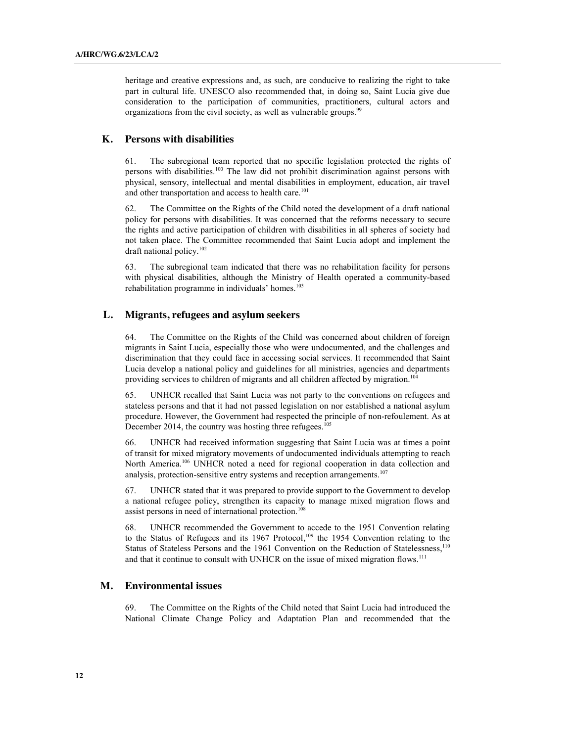heritage and creative expressions and, as such, are conducive to realizing the right to take part in cultural life. UNESCO also recommended that, in doing so, Saint Lucia give due consideration to the participation of communities, practitioners, cultural actors and organizations from the civil society, as well as vulnerable groups.[99]

## K. Persons with disabilities

61. The subregional team reported that no specific legislation protected the rights of persons with disabilities.[100] The law did not prohibit discrimination against persons with physical, sensory, intellectual and mental disabilities in employment, education, air travel and other transportation and access to health care.[101]

62. The Committee on the Rights of the Child noted the development of a draft national policy for persons with disabilities. It was concerned that the reforms necessary to secure the rights and active participation of children with disabilities in all spheres of society had not taken place. The Committee recommended that Saint Lucia adopt and implement the draft national policy.[102]

63. The subregional team indicated that there was no rehabilitation facility for persons with physical disabilities, although the Ministry of Health operated a community-based rehabilitation programme in individuals' homes.[103]

## L. Migrants, refugees and asylum seekers

64. The Committee on the Rights of the Child was concerned about children of foreign migrants in Saint Lucia, especially those who were undocumented, and the challenges and discrimination that they could face in accessing social services. It recommended that Saint Lucia develop a national policy and guidelines for all ministries, agencies and departments providing services to children of migrants and all children affected by migration.[104]

65. UNHCR recalled that Saint Lucia was not party to the conventions on refugees and stateless persons and that it had not passed legislation on nor established a national asylum procedure. However, the Government had respected the principle of non-refoulement. As at December 2014, the country was hosting three refugees.[105]

66. UNHCR had received information suggesting that Saint Lucia was at times a point of transit for mixed migratory movements of undocumented individuals attempting to reach North America.[106] UNHCR noted a need for regional cooperation in data collection and analysis, protection-sensitive entry systems and reception arrangements.[107]

67. UNHCR stated that it was prepared to provide support to the Government to develop a national refugee policy, strengthen its capacity to manage mixed migration flows and assist persons in need of international protection.[108]

68. UNHCR recommended the Government to accede to the 1951 Convention relating to the Status of Refugees and its 1967 Protocol,[109] the 1954 Convention relating to the Status of Stateless Persons and the 1961 Convention on the Reduction of Statelessness,[110] and that it continue to consult with UNHCR on the issue of mixed migration flows.[111]

## M. Environmental issues

69. The Committee on the Rights of the Child noted that Saint Lucia had introduced the National Climate Change Policy and Adaptation Plan and recommended that the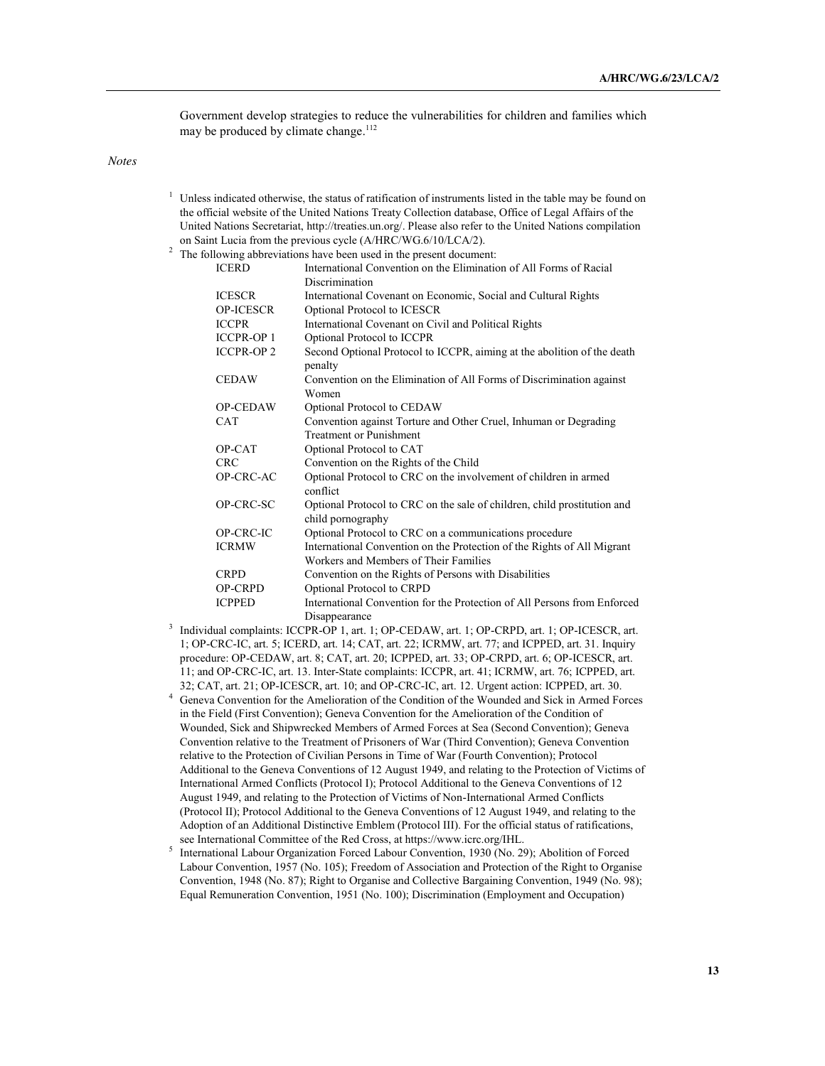Government develop strategies to reduce the vulnerabilities for children and families which may be produced by climate change.[112]

*Notes*

[1] Unless indicated otherwise, the status of ratification of instruments listed in the table may be found on the official website of the United Nations Treaty Collection database, Office of Legal Affairs of the United Nations Secretariat, http://treaties.un.org/. Please also refer to the United Nations compilation on Saint Lucia from the previous cycle (A/HRC/WG.6/10/LCA/2).

[2] The following abbreviations have been used in the present document:

| | |
|---|---|
| ICERD | International Convention on the Elimination of All Forms of Racial Discrimination |
| ICESCR | International Covenant on Economic, Social and Cultural Rights |
| OP-ICESCR | Optional Protocol to ICESCR |
| ICCPR | International Covenant on Civil and Political Rights |
| ICCPR-OP 1 | Optional Protocol to ICCPR |
| ICCPR-OP 2 | Second Optional Protocol to ICCPR, aiming at the abolition of the death penalty |
| CEDAW | Convention on the Elimination of All Forms of Discrimination against Women |
| OP-CEDAW | Optional Protocol to CEDAW |
| CAT | Convention against Torture and Other Cruel, Inhuman or Degrading Treatment or Punishment |
| OP-CAT | Optional Protocol to CAT |
| CRC | Convention on the Rights of the Child |
| OP-CRC-AC | Optional Protocol to CRC on the involvement of children in armed conflict |
| OP-CRC-SC | Optional Protocol to CRC on the sale of children, child prostitution and child pornography |
| OP-CRC-IC | Optional Protocol to CRC on a communications procedure |
| ICRMW | International Convention on the Protection of the Rights of All Migrant Workers and Members of Their Families |
| CRPD | Convention on the Rights of Persons with Disabilities |
| OP-CRPD | Optional Protocol to CRPD |
| ICPPED | International Convention for the Protection of All Persons from Enforced Disappearance |

[3] Individual complaints: ICCPR-OP 1, art. 1; OP-CEDAW, art. 1; OP-CRPD, art. 1; OP-ICESCR, art. 1; OP-CRC-IC, art. 5; ICERD, art. 14; CAT, art. 22; ICRMW, art. 77; and ICPPED, art. 31. Inquiry procedure: OP-CEDAW, art. 8; CAT, art. 20; ICPPED, art. 33; OP-CRPD, art. 6; OP-ICESCR, art. 11; and OP-CRC-IC, art. 13. Inter-State complaints: ICCPR, art. 41; ICRMW, art. 76; ICPPED, art. 32; CAT, art. 21; OP-ICESCR, art. 10; and OP-CRC-IC, art. 12. Urgent action: ICPPED, art. 30.

[4] Geneva Convention for the Amelioration of the Condition of the Wounded and Sick in Armed Forces in the Field (First Convention); Geneva Convention for the Amelioration of the Condition of Wounded, Sick and Shipwrecked Members of Armed Forces at Sea (Second Convention); Geneva Convention relative to the Treatment of Prisoners of War (Third Convention); Geneva Convention relative to the Protection of Civilian Persons in Time of War (Fourth Convention); Protocol Additional to the Geneva Conventions of 12 August 1949, and relating to the Protection of Victims of International Armed Conflicts (Protocol I); Protocol Additional to the Geneva Conventions of 12 August 1949, and relating to the Protection of Victims of Non-International Armed Conflicts (Protocol II); Protocol Additional to the Geneva Conventions of 12 August 1949, and relating to the Adoption of an Additional Distinctive Emblem (Protocol III). For the official status of ratifications, see International Committee of the Red Cross, at https://www.icrc.org/IHL.

[5] International Labour Organization Forced Labour Convention, 1930 (No. 29); Abolition of Forced Labour Convention, 1957 (No. 105); Freedom of Association and Protection of the Right to Organise Convention, 1948 (No. 87); Right to Organise and Collective Bargaining Convention, 1949 (No. 98); Equal Remuneration Convention, 1951 (No. 100); Discrimination (Employment and Occupation)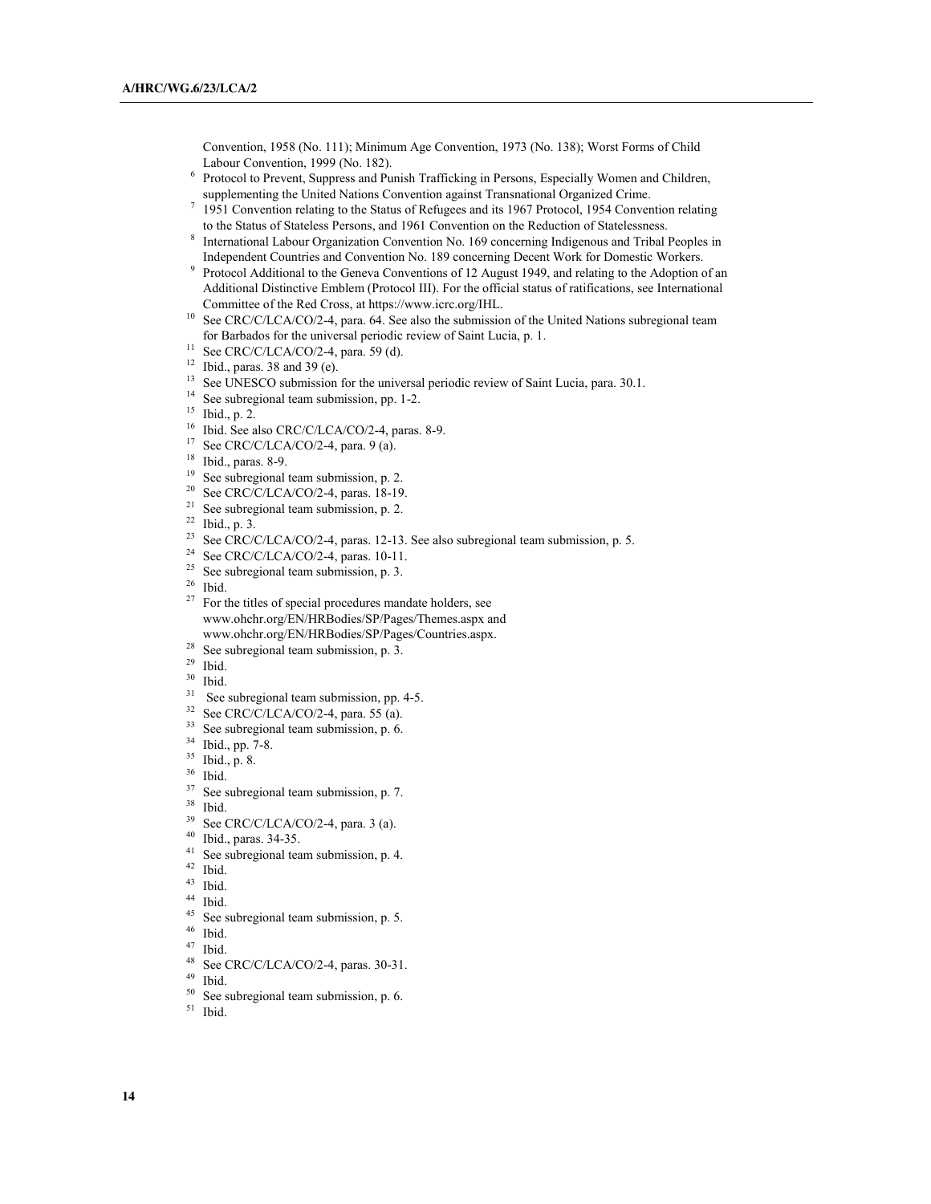Convention, 1958 (No. 111); Minimum Age Convention, 1973 (No. 138); Worst Forms of Child Labour Convention, 1999 (No. 182).

[6] Protocol to Prevent, Suppress and Punish Trafficking in Persons, Especially Women and Children, supplementing the United Nations Convention against Transnational Organized Crime.

[7] 1951 Convention relating to the Status of Refugees and its 1967 Protocol, 1954 Convention relating to the Status of Stateless Persons, and 1961 Convention on the Reduction of Statelessness.

[8] International Labour Organization Convention No. 169 concerning Indigenous and Tribal Peoples in Independent Countries and Convention No. 189 concerning Decent Work for Domestic Workers.

[9] Protocol Additional to the Geneva Conventions of 12 August 1949, and relating to the Adoption of an Additional Distinctive Emblem (Protocol III). For the official status of ratifications, see International Committee of the Red Cross, at https://www.icrc.org/IHL.

[10] See CRC/C/LCA/CO/2-4, para. 64. See also the submission of the United Nations subregional team for Barbados for the universal periodic review of Saint Lucia, p. 1.

[11] See CRC/C/LCA/CO/2-4, para. 59 (d).

[12] Ibid., paras. 38 and 39 (e).

[13] See UNESCO submission for the universal periodic review of Saint Lucia, para. 30.1.

[14] See subregional team submission, pp. 1-2.

[15] Ibid., p. 2.

[16] Ibid. See also CRC/C/LCA/CO/2-4, paras. 8-9.

[17] See CRC/C/LCA/CO/2-4, para. 9 (a).

[18] Ibid., paras. 8-9.

[19] See subregional team submission, p. 2.

[20] See CRC/C/LCA/CO/2-4, paras. 18-19.

[21] See subregional team submission, p. 2.

[22] Ibid., p. 3.

[23] See CRC/C/LCA/CO/2-4, paras. 12-13. See also subregional team submission, p. 5.

[24] See CRC/C/LCA/CO/2-4, paras. 10-11.

[25] See subregional team submission, p. 3.

[26] Ibid.

[27] For the titles of special procedures mandate holders, see www.ohchr.org/EN/HRBodies/SP/Pages/Themes.aspx and www.ohchr.org/EN/HRBodies/SP/Pages/Countries.aspx.

[28] See subregional team submission, p. 3.

[29] Ibid.

[30] Ibid.

[31] See subregional team submission, pp. 4-5.

[32] See CRC/C/LCA/CO/2-4, para. 55 (a).

[33] See subregional team submission, p. 6.

[34] Ibid., pp. 7-8.

[35] Ibid., p. 8.

[36] Ibid.

[37] See subregional team submission, p. 7.

[38] Ibid.

[39] See CRC/C/LCA/CO/2-4, para. 3 (a).

[40] Ibid., paras. 34-35.

[41] See subregional team submission, p. 4.

[42] Ibid.

[43] Ibid.

[44] Ibid.

[45] See subregional team submission, p. 5.

[46] Ibid.

[47] Ibid.

[48] See CRC/C/LCA/CO/2-4, paras. 30-31.

[49] Ibid.

[50] See subregional team submission, p. 6.

[51] Ibid.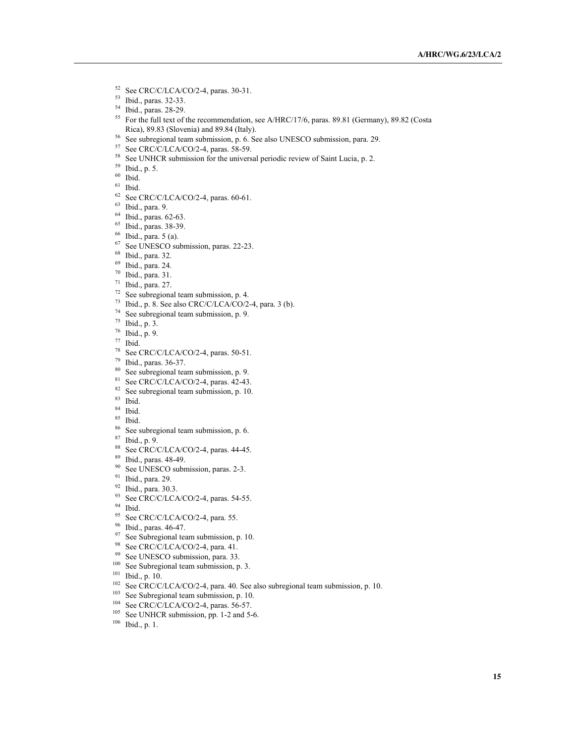[52] See CRC/C/LCA/CO/2-4, paras. 30-31.
[53] Ibid., paras. 32-33.
[54] Ibid., paras. 28-29.
[55] For the full text of the recommendation, see A/HRC/17/6, paras. 89.81 (Germany), 89.82 (Costa Rica), 89.83 (Slovenia) and 89.84 (Italy).
[56] See subregional team submission, p. 6. See also UNESCO submission, para. 29.
[57] See CRC/C/LCA/CO/2-4, paras. 58-59.
[58] See UNHCR submission for the universal periodic review of Saint Lucia, p. 2.
[59] Ibid., p. 5.
[60] Ibid.
[61] Ibid.
[62] See CRC/C/LCA/CO/2-4, paras. 60-61.
[63] Ibid., para. 9.
[64] Ibid., paras. 62-63.
[65] Ibid., paras. 38-39.
[66] Ibid., para. 5 (a).
[67] See UNESCO submission, paras. 22-23.
[68] Ibid., para. 32.
[69] Ibid., para. 24.
[70] Ibid., para. 31.
[71] Ibid., para. 27.
[72] See subregional team submission, p. 4.
[73] Ibid., p. 8. See also CRC/C/LCA/CO/2-4, para. 3 (b).
[74] See subregional team submission, p. 9.
[75] Ibid., p. 3.
[76] Ibid., p. 9.
[77] Ibid.
[78] See CRC/C/LCA/CO/2-4, paras. 50-51.
[79] Ibid., paras. 36-37.
[80] See subregional team submission, p. 9.
[81] See CRC/C/LCA/CO/2-4, paras. 42-43.
[82] See subregional team submission, p. 10.
[83] Ibid.
[84] Ibid.
[85] Ibid.
[86] See subregional team submission, p. 6.
[87] Ibid., p. 9.
[88] See CRC/C/LCA/CO/2-4, paras. 44-45.
[89] Ibid., paras. 48-49.
[90] See UNESCO submission, paras. 2-3.
[91] Ibid., para. 29.
[92] Ibid., para. 30.3.
[93] See CRC/C/LCA/CO/2-4, paras. 54-55.
[94] Ibid.
[95] See CRC/C/LCA/CO/2-4, para. 55.
[96] Ibid., paras. 46-47.
[97] See Subregional team submission, p. 10.
[98] See CRC/C/LCA/CO/2-4, para. 41.
[99] See UNESCO submission, para. 33.
[100] See Subregional team submission, p. 3.
[101] Ibid., p. 10.
[102] See CRC/C/LCA/CO/2-4, para. 40. See also subregional team submission, p. 10.
[103] See Subregional team submission, p. 10.
[104] See CRC/C/LCA/CO/2-4, paras. 56-57.
[105] See UNHCR submission, pp. 1-2 and 5-6.
[106] Ibid., p. 1.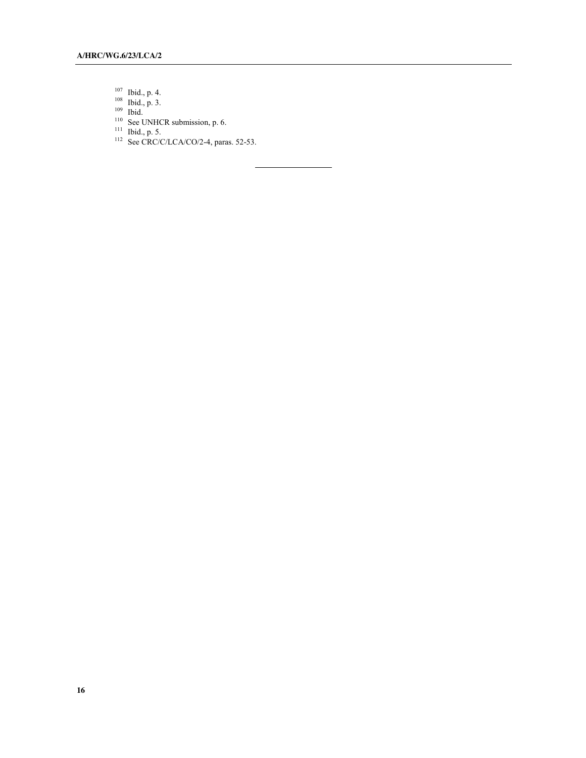[107] Ibid., p. 4.
[108] Ibid., p. 3.
[109] Ibid.
[110] See UNHCR submission, p. 6.
[111] Ibid., p. 5.
[112] See CRC/C/LCA/CO/2-4, paras. 52-53.